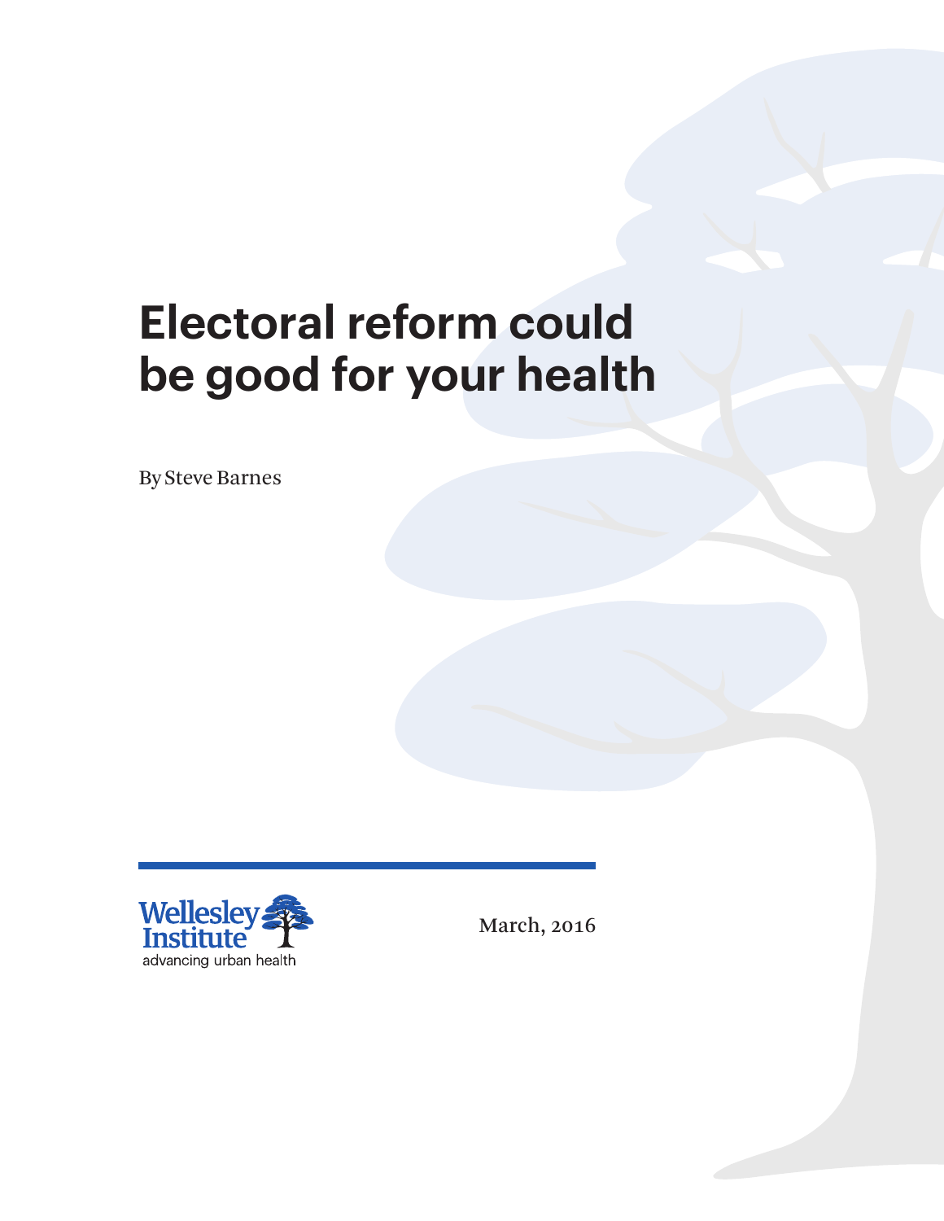# Electoral reform could be good for your health

By Steve Barnes

Wellesley Institute
advancing urban health

March, 2016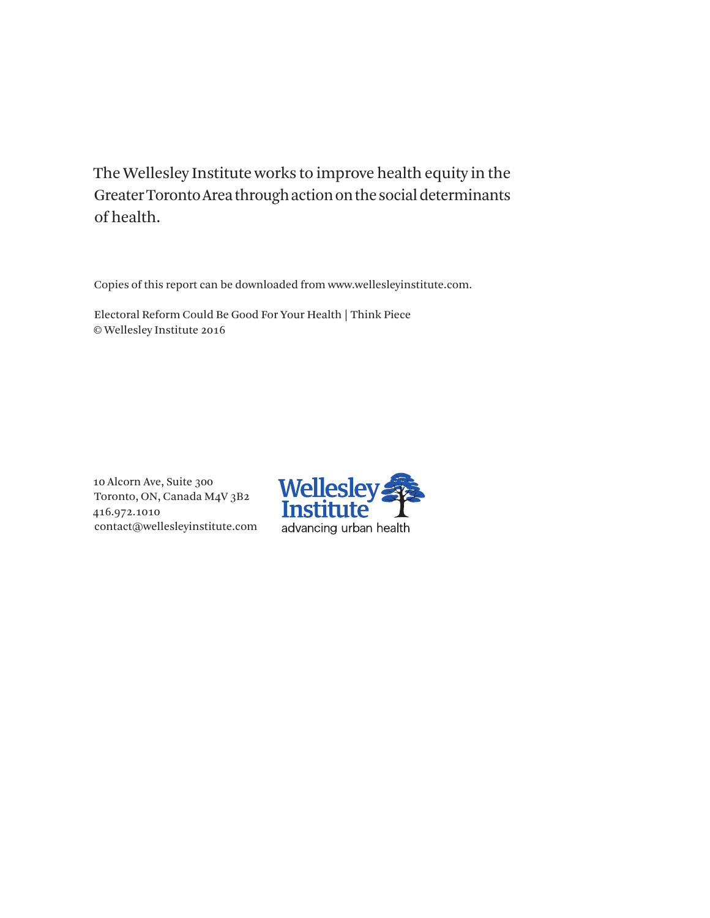The Wellesley Institute works to improve health equity in the Greater Toronto Area through action on the social determinants of health.

Copies of this report can be downloaded from www.wellesleyinstitute.com.

Electoral Reform Could Be Good For Your Health | Think Piece
© Wellesley Institute 2016

10 Alcorn Ave, Suite 300
Toronto, ON, Canada M4V 3B2
416.972.1010
contact@wellesleyinstitute.com

Wellesley Institute
advancing urban health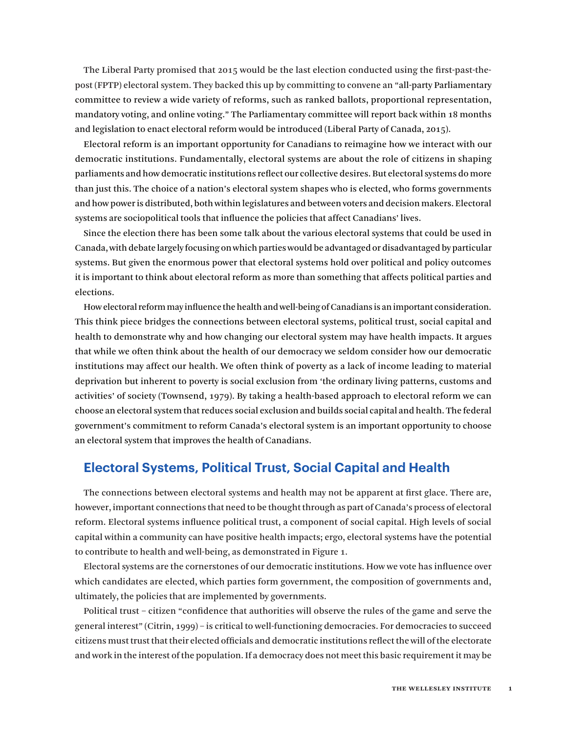The Liberal Party promised that 2015 would be the last election conducted using the first-past-the-post (FPTP) electoral system. They backed this up by committing to convene an "all-party Parliamentary committee to review a wide variety of reforms, such as ranked ballots, proportional representation, mandatory voting, and online voting." The Parliamentary committee will report back within 18 months and legislation to enact electoral reform would be introduced (Liberal Party of Canada, 2015).

Electoral reform is an important opportunity for Canadians to reimagine how we interact with our democratic institutions. Fundamentally, electoral systems are about the role of citizens in shaping parliaments and how democratic institutions reflect our collective desires. But electoral systems do more than just this. The choice of a nation's electoral system shapes who is elected, who forms governments and how power is distributed, both within legislatures and between voters and decision makers. Electoral systems are sociopolitical tools that influence the policies that affect Canadians' lives.

Since the election there has been some talk about the various electoral systems that could be used in Canada, with debate largely focusing on which parties would be advantaged or disadvantaged by particular systems. But given the enormous power that electoral systems hold over political and policy outcomes it is important to think about electoral reform as more than something that affects political parties and elections.

How electoral reform may influence the health and well-being of Canadians is an important consideration. This think piece bridges the connections between electoral systems, political trust, social capital and health to demonstrate why and how changing our electoral system may have health impacts. It argues that while we often think about the health of our democracy we seldom consider how our democratic institutions may affect our health. We often think of poverty as a lack of income leading to material deprivation but inherent to poverty is social exclusion from 'the ordinary living patterns, customs and activities' of society (Townsend, 1979). By taking a health-based approach to electoral reform we can choose an electoral system that reduces social exclusion and builds social capital and health. The federal government's commitment to reform Canada's electoral system is an important opportunity to choose an electoral system that improves the health of Canadians.

## Electoral Systems, Political Trust, Social Capital and Health

The connections between electoral systems and health may not be apparent at first glace. There are, however, important connections that need to be thought through as part of Canada's process of electoral reform. Electoral systems influence political trust, a component of social capital. High levels of social capital within a community can have positive health impacts; ergo, electoral systems have the potential to contribute to health and well-being, as demonstrated in Figure 1.

Electoral systems are the cornerstones of our democratic institutions. How we vote has influence over which candidates are elected, which parties form government, the composition of governments and, ultimately, the policies that are implemented by governments.

Political trust – citizen "confidence that authorities will observe the rules of the game and serve the general interest" (Citrin, 1999) – is critical to well-functioning democracies. For democracies to succeed citizens must trust that their elected officials and democratic institutions reflect the will of the electorate and work in the interest of the population. If a democracy does not meet this basic requirement it may be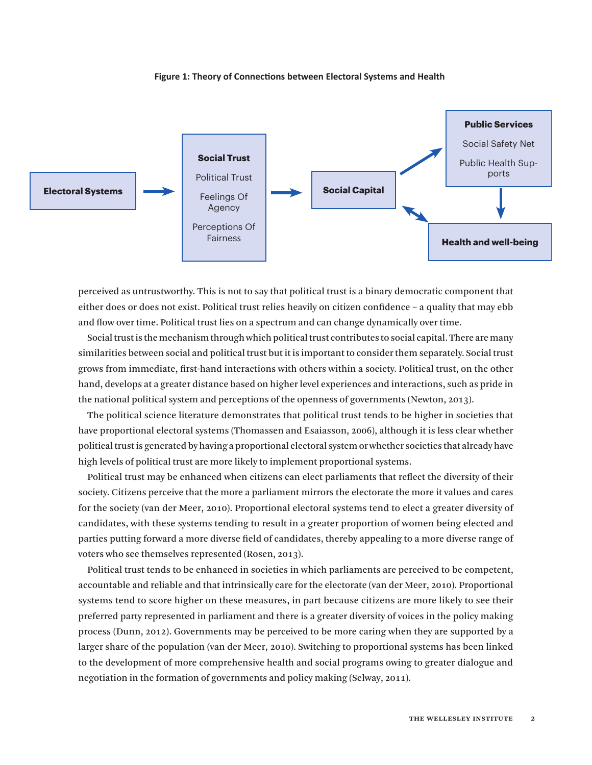**Figure 1: Theory of Connections between Electoral Systems and Health**

perceived as untrustworthy. This is not to say that political trust is a binary democratic component that either does or does not exist. Political trust relies heavily on citizen confidence – a quality that may ebb and flow over time. Political trust lies on a spectrum and can change dynamically over time.

Social trust is the mechanism through which political trust contributes to social capital. There are many similarities between social and political trust but it is important to consider them separately. Social trust grows from immediate, first-hand interactions with others within a society. Political trust, on the other hand, develops at a greater distance based on higher level experiences and interactions, such as pride in the national political system and perceptions of the openness of governments (Newton, 2013).

The political science literature demonstrates that political trust tends to be higher in societies that have proportional electoral systems (Thomassen and Esaiasson, 2006), although it is less clear whether political trust is generated by having a proportional electoral system or whether societies that already have high levels of political trust are more likely to implement proportional systems.

Political trust may be enhanced when citizens can elect parliaments that reflect the diversity of their society. Citizens perceive that the more a parliament mirrors the electorate the more it values and cares for the society (van der Meer, 2010). Proportional electoral systems tend to elect a greater diversity of candidates, with these systems tending to result in a greater proportion of women being elected and parties putting forward a more diverse field of candidates, thereby appealing to a more diverse range of voters who see themselves represented (Rosen, 2013).

Political trust tends to be enhanced in societies in which parliaments are perceived to be competent, accountable and reliable and that intrinsically care for the electorate (van der Meer, 2010). Proportional systems tend to score higher on these measures, in part because citizens are more likely to see their preferred party represented in parliament and there is a greater diversity of voices in the policy making process (Dunn, 2012). Governments may be perceived to be more caring when they are supported by a larger share of the population (van der Meer, 2010). Switching to proportional systems has been linked to the development of more comprehensive health and social programs owing to greater dialogue and negotiation in the formation of governments and policy making (Selway, 2011).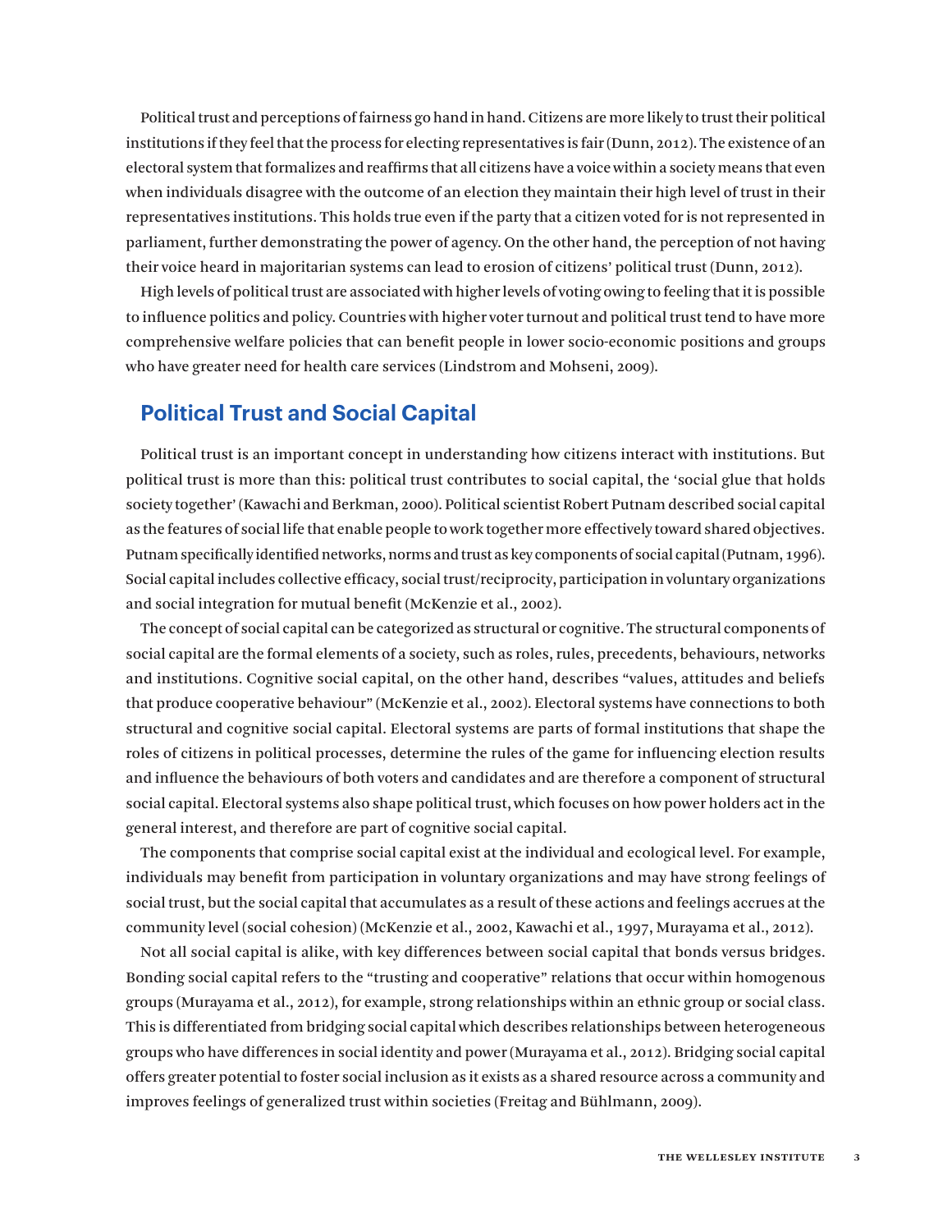Political trust and perceptions of fairness go hand in hand. Citizens are more likely to trust their political institutions if they feel that the process for electing representatives is fair (Dunn, 2012). The existence of an electoral system that formalizes and reaffirms that all citizens have a voice within a society means that even when individuals disagree with the outcome of an election they maintain their high level of trust in their representatives institutions. This holds true even if the party that a citizen voted for is not represented in parliament, further demonstrating the power of agency. On the other hand, the perception of not having their voice heard in majoritarian systems can lead to erosion of citizens' political trust (Dunn, 2012).

High levels of political trust are associated with higher levels of voting owing to feeling that it is possible to influence politics and policy. Countries with higher voter turnout and political trust tend to have more comprehensive welfare policies that can benefit people in lower socio-economic positions and groups who have greater need for health care services (Lindstrom and Mohseni, 2009).

## Political Trust and Social Capital

Political trust is an important concept in understanding how citizens interact with institutions. But political trust is more than this: political trust contributes to social capital, the 'social glue that holds society together' (Kawachi and Berkman, 2000). Political scientist Robert Putnam described social capital as the features of social life that enable people to work together more effectively toward shared objectives. Putnam specifically identified networks, norms and trust as key components of social capital (Putnam, 1996). Social capital includes collective efficacy, social trust/reciprocity, participation in voluntary organizations and social integration for mutual benefit (McKenzie et al., 2002).

The concept of social capital can be categorized as structural or cognitive. The structural components of social capital are the formal elements of a society, such as roles, rules, precedents, behaviours, networks and institutions. Cognitive social capital, on the other hand, describes "values, attitudes and beliefs that produce cooperative behaviour" (McKenzie et al., 2002). Electoral systems have connections to both structural and cognitive social capital. Electoral systems are parts of formal institutions that shape the roles of citizens in political processes, determine the rules of the game for influencing election results and influence the behaviours of both voters and candidates and are therefore a component of structural social capital. Electoral systems also shape political trust, which focuses on how power holders act in the general interest, and therefore are part of cognitive social capital.

The components that comprise social capital exist at the individual and ecological level. For example, individuals may benefit from participation in voluntary organizations and may have strong feelings of social trust, but the social capital that accumulates as a result of these actions and feelings accrues at the community level (social cohesion) (McKenzie et al., 2002, Kawachi et al., 1997, Murayama et al., 2012).

Not all social capital is alike, with key differences between social capital that bonds versus bridges. Bonding social capital refers to the "trusting and cooperative" relations that occur within homogenous groups (Murayama et al., 2012), for example, strong relationships within an ethnic group or social class. This is differentiated from bridging social capital which describes relationships between heterogeneous groups who have differences in social identity and power (Murayama et al., 2012). Bridging social capital offers greater potential to foster social inclusion as it exists as a shared resource across a community and improves feelings of generalized trust within societies (Freitag and Bühlmann, 2009).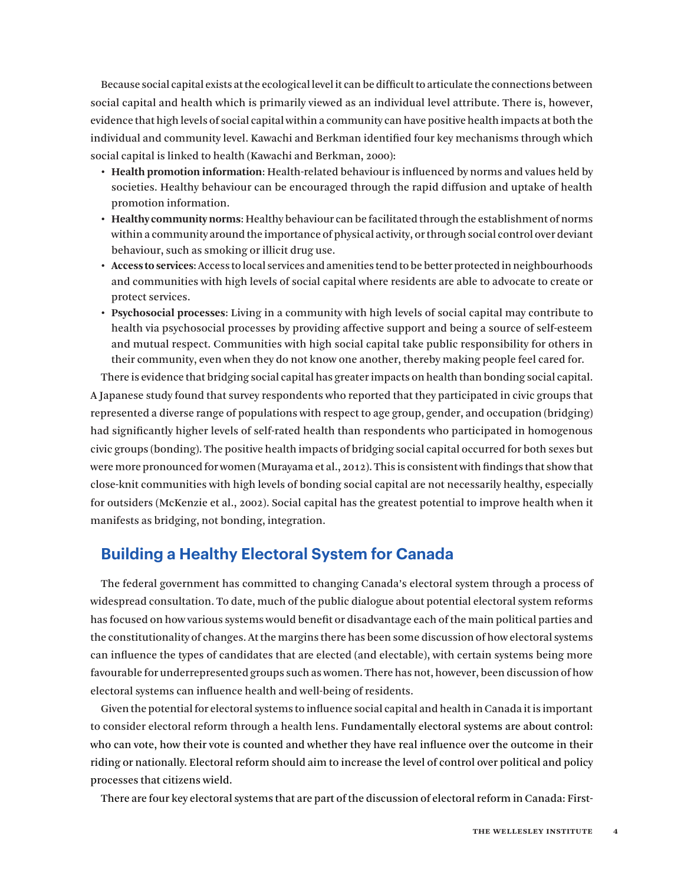Because social capital exists at the ecological level it can be difficult to articulate the connections between social capital and health which is primarily viewed as an individual level attribute. There is, however, evidence that high levels of social capital within a community can have positive health impacts at both the individual and community level. Kawachi and Berkman identified four key mechanisms through which social capital is linked to health (Kawachi and Berkman, 2000):

- **Health promotion information**: Health-related behaviour is influenced by norms and values held by societies. Healthy behaviour can be encouraged through the rapid diffusion and uptake of health promotion information.
- **Healthy community norms**: Healthy behaviour can be facilitated through the establishment of norms within a community around the importance of physical activity, or through social control over deviant behaviour, such as smoking or illicit drug use.
- **Access to services**: Access to local services and amenities tend to be better protected in neighbourhoods and communities with high levels of social capital where residents are able to advocate to create or protect services.
- **Psychosocial processes**: Living in a community with high levels of social capital may contribute to health via psychosocial processes by providing affective support and being a source of self-esteem and mutual respect. Communities with high social capital take public responsibility for others in their community, even when they do not know one another, thereby making people feel cared for.

There is evidence that bridging social capital has greater impacts on health than bonding social capital. A Japanese study found that survey respondents who reported that they participated in civic groups that represented a diverse range of populations with respect to age group, gender, and occupation (bridging) had significantly higher levels of self-rated health than respondents who participated in homogenous civic groups (bonding). The positive health impacts of bridging social capital occurred for both sexes but were more pronounced for women (Murayama et al., 2012). This is consistent with findings that show that close-knit communities with high levels of bonding social capital are not necessarily healthy, especially for outsiders (McKenzie et al., 2002). Social capital has the greatest potential to improve health when it manifests as bridging, not bonding, integration.

## Building a Healthy Electoral System for Canada

The federal government has committed to changing Canada's electoral system through a process of widespread consultation. To date, much of the public dialogue about potential electoral system reforms has focused on how various systems would benefit or disadvantage each of the main political parties and the constitutionality of changes. At the margins there has been some discussion of how electoral systems can influence the types of candidates that are elected (and electable), with certain systems being more favourable for underrepresented groups such as women. There has not, however, been discussion of how electoral systems can influence health and well-being of residents.

Given the potential for electoral systems to influence social capital and health in Canada it is important to consider electoral reform through a health lens. Fundamentally electoral systems are about control: who can vote, how their vote is counted and whether they have real influence over the outcome in their riding or nationally. Electoral reform should aim to increase the level of control over political and policy processes that citizens wield.

There are four key electoral systems that are part of the discussion of electoral reform in Canada: First-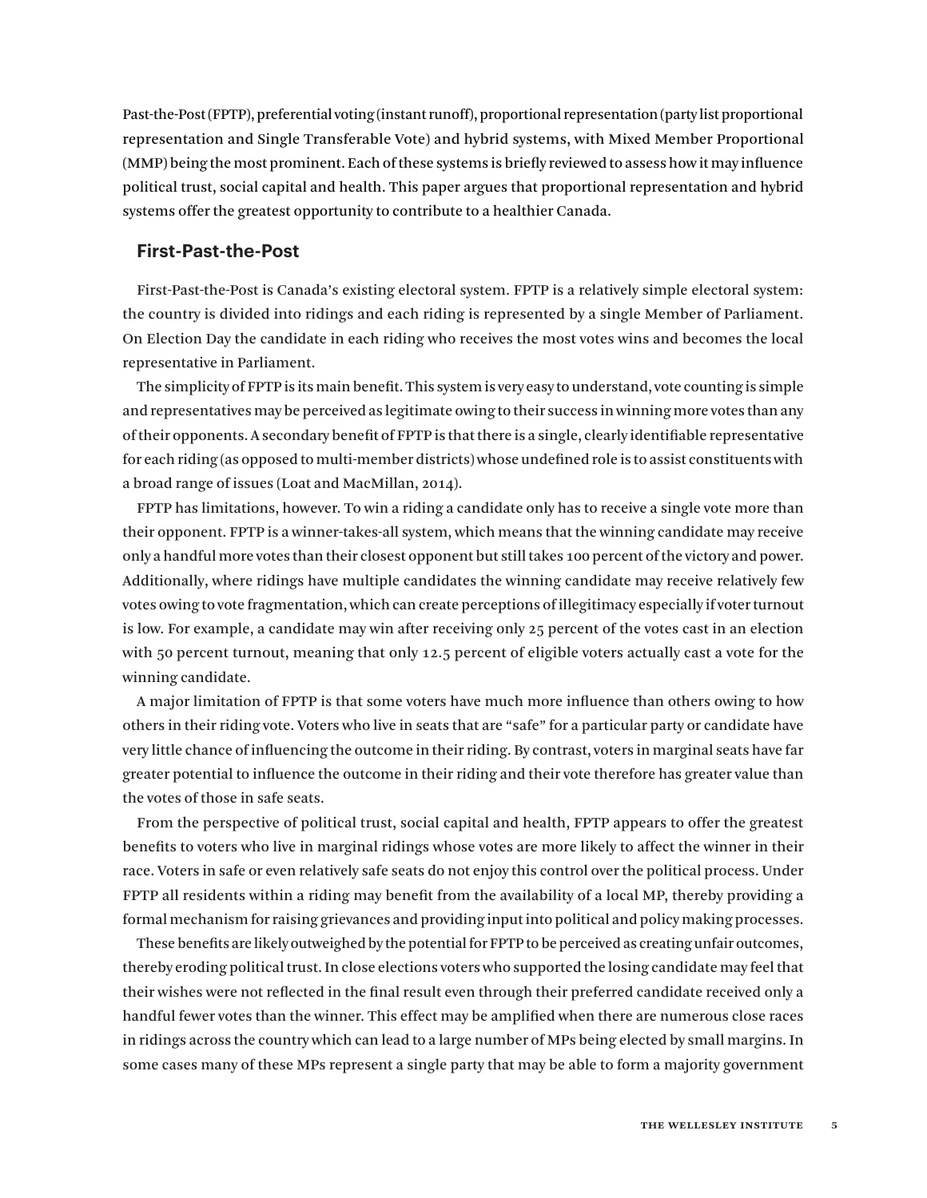Past-the-Post (FPTP), preferential voting (instant runoff), proportional representation (party list proportional representation and Single Transferable Vote) and hybrid systems, with Mixed Member Proportional (MMP) being the most prominent. Each of these systems is briefly reviewed to assess how it may influence political trust, social capital and health. This paper argues that proportional representation and hybrid systems offer the greatest opportunity to contribute to a healthier Canada.

## First-Past-the-Post

First-Past-the-Post is Canada's existing electoral system. FPTP is a relatively simple electoral system: the country is divided into ridings and each riding is represented by a single Member of Parliament. On Election Day the candidate in each riding who receives the most votes wins and becomes the local representative in Parliament.

The simplicity of FPTP is its main benefit. This system is very easy to understand, vote counting is simple and representatives may be perceived as legitimate owing to their success in winning more votes than any of their opponents. A secondary benefit of FPTP is that there is a single, clearly identifiable representative for each riding (as opposed to multi-member districts) whose undefined role is to assist constituents with a broad range of issues (Loat and MacMillan, 2014).

FPTP has limitations, however. To win a riding a candidate only has to receive a single vote more than their opponent. FPTP is a winner-takes-all system, which means that the winning candidate may receive only a handful more votes than their closest opponent but still takes 100 percent of the victory and power. Additionally, where ridings have multiple candidates the winning candidate may receive relatively few votes owing to vote fragmentation, which can create perceptions of illegitimacy especially if voter turnout is low. For example, a candidate may win after receiving only 25 percent of the votes cast in an election with 50 percent turnout, meaning that only 12.5 percent of eligible voters actually cast a vote for the winning candidate.

A major limitation of FPTP is that some voters have much more influence than others owing to how others in their riding vote. Voters who live in seats that are "safe" for a particular party or candidate have very little chance of influencing the outcome in their riding. By contrast, voters in marginal seats have far greater potential to influence the outcome in their riding and their vote therefore has greater value than the votes of those in safe seats.

From the perspective of political trust, social capital and health, FPTP appears to offer the greatest benefits to voters who live in marginal ridings whose votes are more likely to affect the winner in their race. Voters in safe or even relatively safe seats do not enjoy this control over the political process. Under FPTP all residents within a riding may benefit from the availability of a local MP, thereby providing a formal mechanism for raising grievances and providing input into political and policy making processes.

These benefits are likely outweighed by the potential for FPTP to be perceived as creating unfair outcomes, thereby eroding political trust. In close elections voters who supported the losing candidate may feel that their wishes were not reflected in the final result even through their preferred candidate received only a handful fewer votes than the winner. This effect may be amplified when there are numerous close races in ridings across the country which can lead to a large number of MPs being elected by small margins. In some cases many of these MPs represent a single party that may be able to form a majority government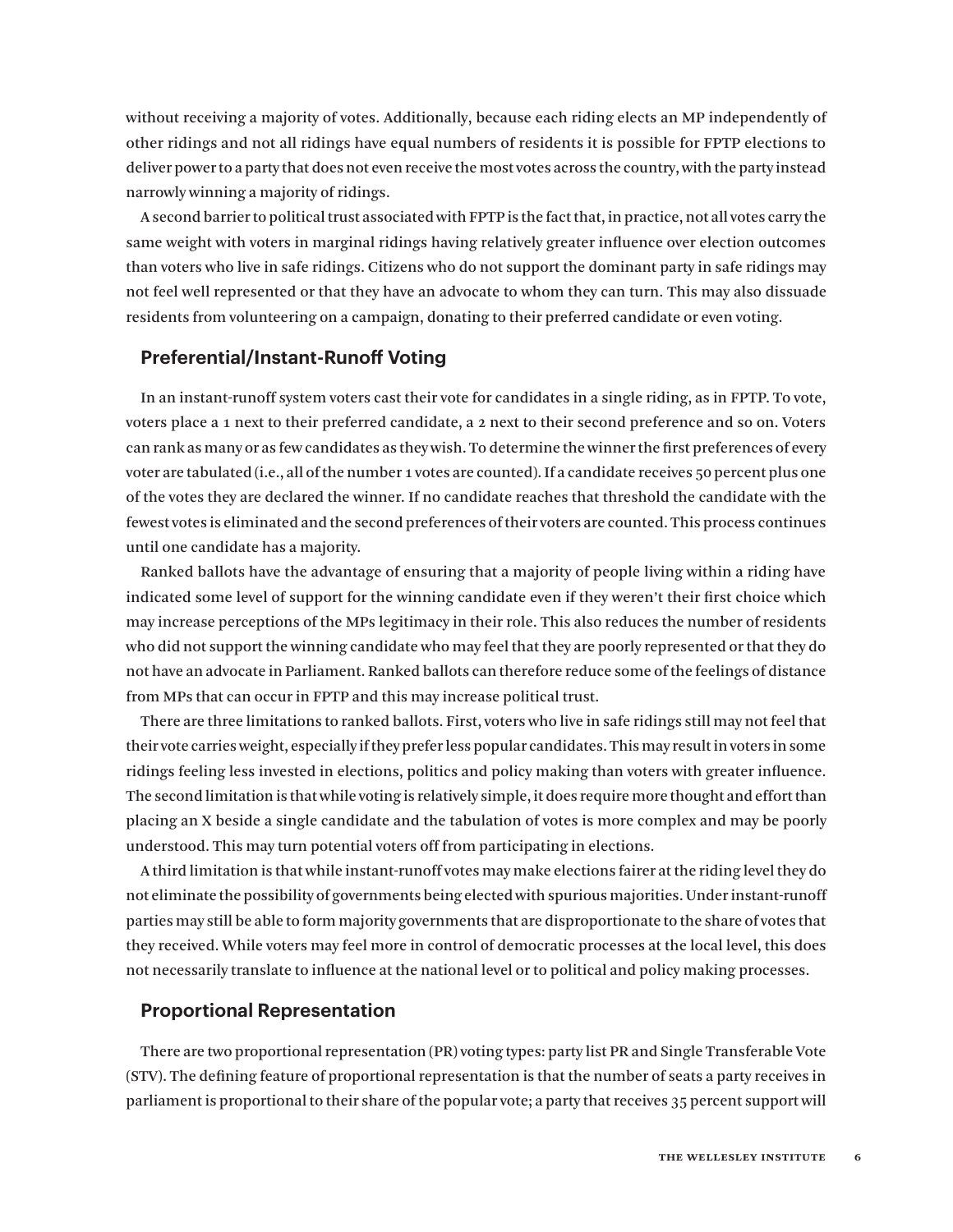without receiving a majority of votes. Additionally, because each riding elects an MP independently of other ridings and not all ridings have equal numbers of residents it is possible for FPTP elections to deliver power to a party that does not even receive the most votes across the country, with the party instead narrowly winning a majority of ridings.

A second barrier to political trust associated with FPTP is the fact that, in practice, not all votes carry the same weight with voters in marginal ridings having relatively greater influence over election outcomes than voters who live in safe ridings. Citizens who do not support the dominant party in safe ridings may not feel well represented or that they have an advocate to whom they can turn. This may also dissuade residents from volunteering on a campaign, donating to their preferred candidate or even voting.

## Preferential/Instant-Runoff Voting

In an instant-runoff system voters cast their vote for candidates in a single riding, as in FPTP. To vote, voters place a 1 next to their preferred candidate, a 2 next to their second preference and so on. Voters can rank as many or as few candidates as they wish. To determine the winner the first preferences of every voter are tabulated (i.e., all of the number 1 votes are counted). If a candidate receives 50 percent plus one of the votes they are declared the winner. If no candidate reaches that threshold the candidate with the fewest votes is eliminated and the second preferences of their voters are counted. This process continues until one candidate has a majority.

Ranked ballots have the advantage of ensuring that a majority of people living within a riding have indicated some level of support for the winning candidate even if they weren't their first choice which may increase perceptions of the MPs legitimacy in their role. This also reduces the number of residents who did not support the winning candidate who may feel that they are poorly represented or that they do not have an advocate in Parliament. Ranked ballots can therefore reduce some of the feelings of distance from MPs that can occur in FPTP and this may increase political trust.

There are three limitations to ranked ballots. First, voters who live in safe ridings still may not feel that their vote carries weight, especially if they prefer less popular candidates. This may result in voters in some ridings feeling less invested in elections, politics and policy making than voters with greater influence. The second limitation is that while voting is relatively simple, it does require more thought and effort than placing an X beside a single candidate and the tabulation of votes is more complex and may be poorly understood. This may turn potential voters off from participating in elections.

A third limitation is that while instant-runoff votes may make elections fairer at the riding level they do not eliminate the possibility of governments being elected with spurious majorities. Under instant-runoff parties may still be able to form majority governments that are disproportionate to the share of votes that they received. While voters may feel more in control of democratic processes at the local level, this does not necessarily translate to influence at the national level or to political and policy making processes.

## Proportional Representation

There are two proportional representation (PR) voting types: party list PR and Single Transferable Vote (STV). The defining feature of proportional representation is that the number of seats a party receives in parliament is proportional to their share of the popular vote; a party that receives 35 percent support will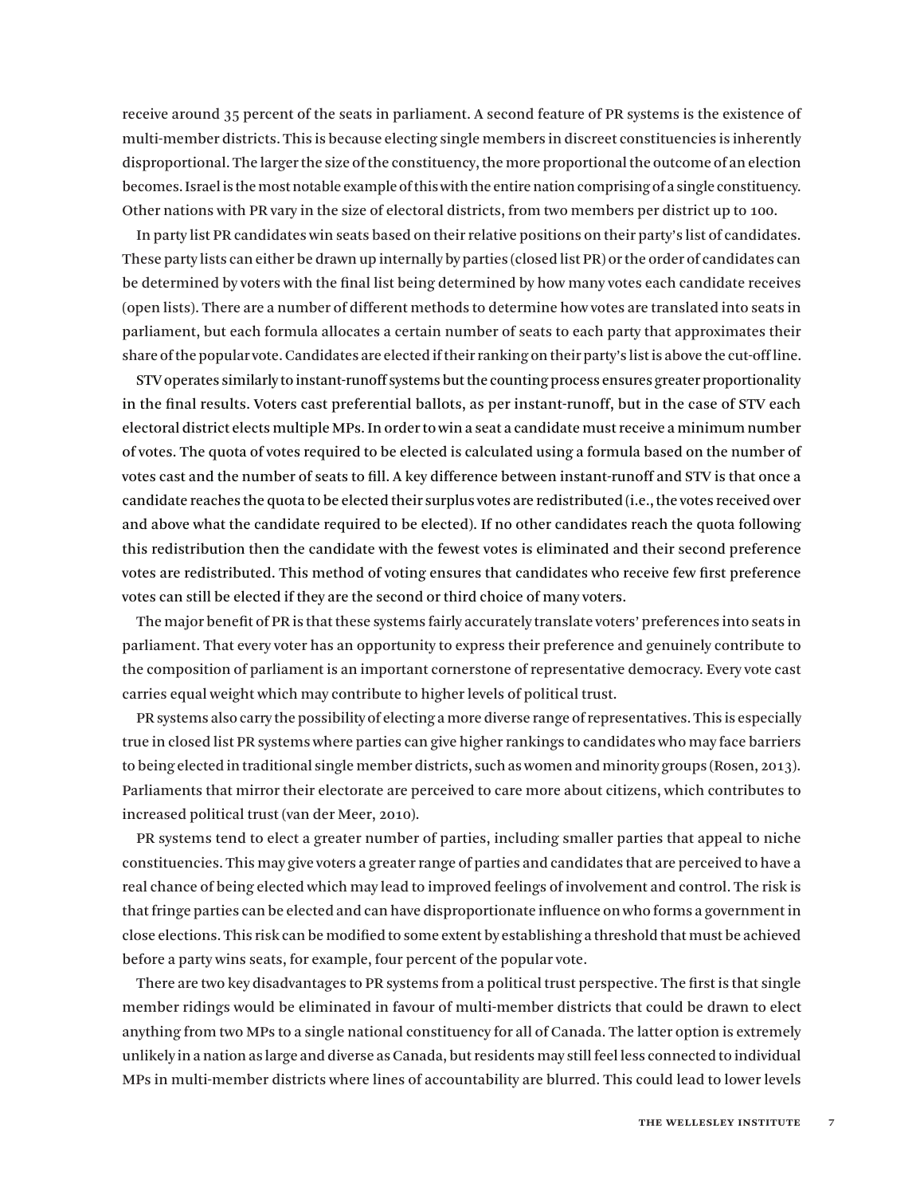receive around 35 percent of the seats in parliament. A second feature of PR systems is the existence of multi-member districts. This is because electing single members in discreet constituencies is inherently disproportional. The larger the size of the constituency, the more proportional the outcome of an election becomes. Israel is the most notable example of this with the entire nation comprising of a single constituency. Other nations with PR vary in the size of electoral districts, from two members per district up to 100.

In party list PR candidates win seats based on their relative positions on their party's list of candidates. These party lists can either be drawn up internally by parties (closed list PR) or the order of candidates can be determined by voters with the final list being determined by how many votes each candidate receives (open lists). There are a number of different methods to determine how votes are translated into seats in parliament, but each formula allocates a certain number of seats to each party that approximates their share of the popular vote. Candidates are elected if their ranking on their party's list is above the cut-off line.

STV operates similarly to instant-runoff systems but the counting process ensures greater proportionality in the final results. Voters cast preferential ballots, as per instant-runoff, but in the case of STV each electoral district elects multiple MPs. In order to win a seat a candidate must receive a minimum number of votes. The quota of votes required to be elected is calculated using a formula based on the number of votes cast and the number of seats to fill. A key difference between instant-runoff and STV is that once a candidate reaches the quota to be elected their surplus votes are redistributed (i.e., the votes received over and above what the candidate required to be elected). If no other candidates reach the quota following this redistribution then the candidate with the fewest votes is eliminated and their second preference votes are redistributed. This method of voting ensures that candidates who receive few first preference votes can still be elected if they are the second or third choice of many voters.

The major benefit of PR is that these systems fairly accurately translate voters' preferences into seats in parliament. That every voter has an opportunity to express their preference and genuinely contribute to the composition of parliament is an important cornerstone of representative democracy. Every vote cast carries equal weight which may contribute to higher levels of political trust.

PR systems also carry the possibility of electing a more diverse range of representatives. This is especially true in closed list PR systems where parties can give higher rankings to candidates who may face barriers to being elected in traditional single member districts, such as women and minority groups (Rosen, 2013). Parliaments that mirror their electorate are perceived to care more about citizens, which contributes to increased political trust (van der Meer, 2010).

PR systems tend to elect a greater number of parties, including smaller parties that appeal to niche constituencies. This may give voters a greater range of parties and candidates that are perceived to have a real chance of being elected which may lead to improved feelings of involvement and control. The risk is that fringe parties can be elected and can have disproportionate influence on who forms a government in close elections. This risk can be modified to some extent by establishing a threshold that must be achieved before a party wins seats, for example, four percent of the popular vote.

There are two key disadvantages to PR systems from a political trust perspective. The first is that single member ridings would be eliminated in favour of multi-member districts that could be drawn to elect anything from two MPs to a single national constituency for all of Canada. The latter option is extremely unlikely in a nation as large and diverse as Canada, but residents may still feel less connected to individual MPs in multi-member districts where lines of accountability are blurred. This could lead to lower levels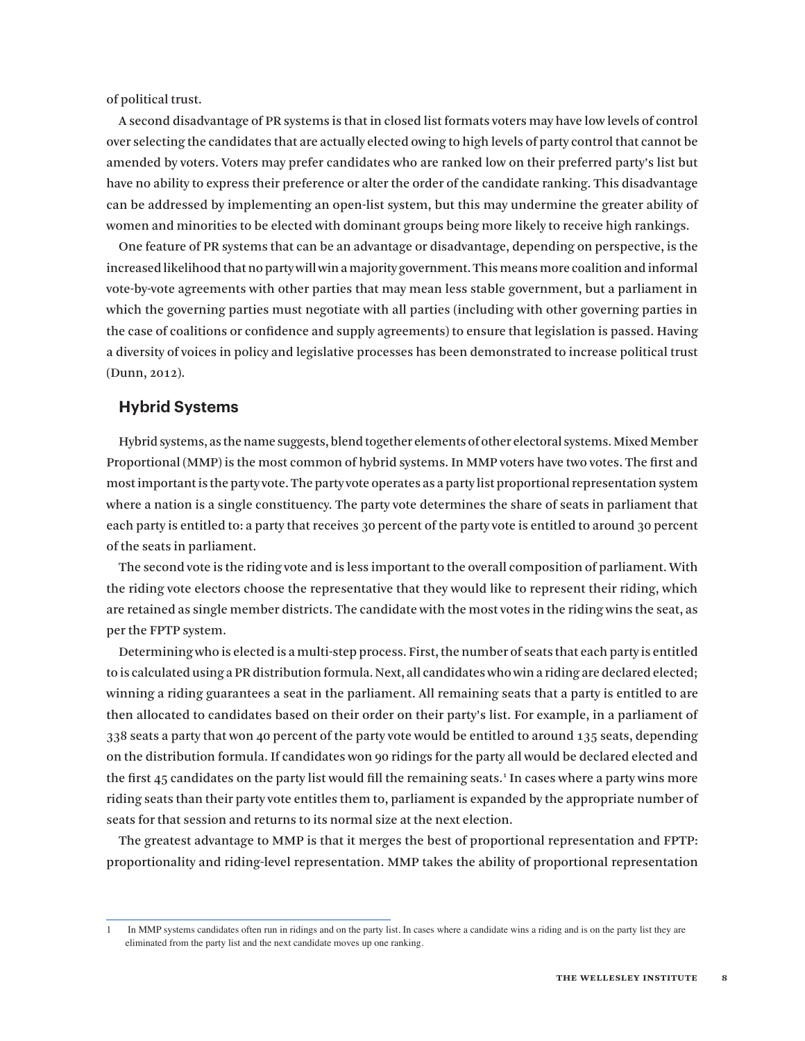of political trust.

A second disadvantage of PR systems is that in closed list formats voters may have low levels of control over selecting the candidates that are actually elected owing to high levels of party control that cannot be amended by voters. Voters may prefer candidates who are ranked low on their preferred party's list but have no ability to express their preference or alter the order of the candidate ranking. This disadvantage can be addressed by implementing an open-list system, but this may undermine the greater ability of women and minorities to be elected with dominant groups being more likely to receive high rankings.

One feature of PR systems that can be an advantage or disadvantage, depending on perspective, is the increased likelihood that no party will win a majority government. This means more coalition and informal vote-by-vote agreements with other parties that may mean less stable government, but a parliament in which the governing parties must negotiate with all parties (including with other governing parties in the case of coalitions or confidence and supply agreements) to ensure that legislation is passed. Having a diversity of voices in policy and legislative processes has been demonstrated to increase political trust (Dunn, 2012).

## Hybrid Systems

Hybrid systems, as the name suggests, blend together elements of other electoral systems. Mixed Member Proportional (MMP) is the most common of hybrid systems. In MMP voters have two votes. The first and most important is the party vote. The party vote operates as a party list proportional representation system where a nation is a single constituency. The party vote determines the share of seats in parliament that each party is entitled to: a party that receives 30 percent of the party vote is entitled to around 30 percent of the seats in parliament.

The second vote is the riding vote and is less important to the overall composition of parliament. With the riding vote electors choose the representative that they would like to represent their riding, which are retained as single member districts. The candidate with the most votes in the riding wins the seat, as per the FPTP system.

Determining who is elected is a multi-step process. First, the number of seats that each party is entitled to is calculated using a PR distribution formula. Next, all candidates who win a riding are declared elected; winning a riding guarantees a seat in the parliament. All remaining seats that a party is entitled to are then allocated to candidates based on their order on their party's list. For example, in a parliament of 338 seats a party that won 40 percent of the party vote would be entitled to around 135 seats, depending on the distribution formula. If candidates won 90 ridings for the party all would be declared elected and the first 45 candidates on the party list would fill the remaining seats.[1] In cases where a party wins more riding seats than their party vote entitles them to, parliament is expanded by the appropriate number of seats for that session and returns to its normal size at the next election.

The greatest advantage to MMP is that it merges the best of proportional representation and FPTP: proportionality and riding-level representation. MMP takes the ability of proportional representation

---

[1] In MMP systems candidates often run in ridings and on the party list. In cases where a candidate wins a riding and is on the party list they are eliminated from the party list and the next candidate moves up one ranking.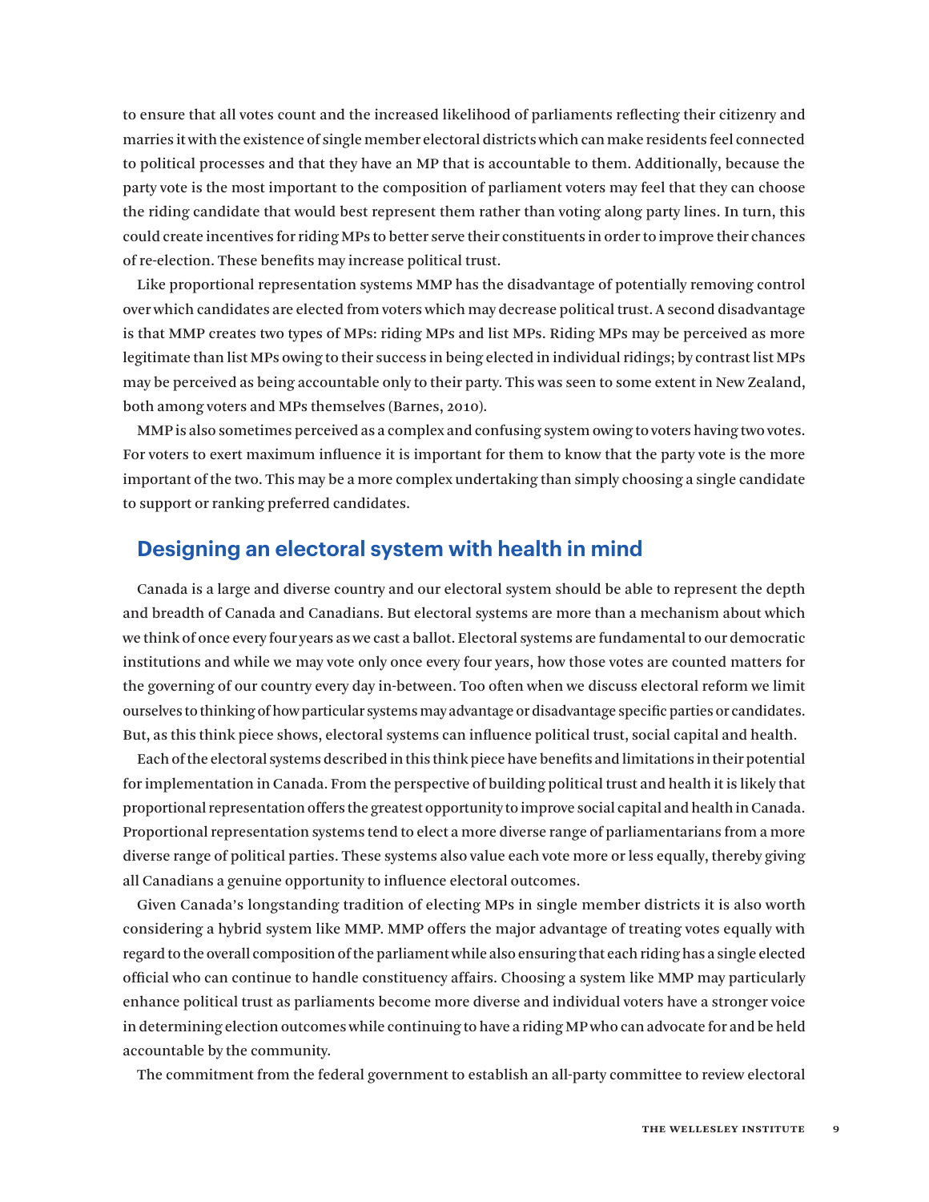to ensure that all votes count and the increased likelihood of parliaments reflecting their citizenry and marries it with the existence of single member electoral districts which can make residents feel connected to political processes and that they have an MP that is accountable to them. Additionally, because the party vote is the most important to the composition of parliament voters may feel that they can choose the riding candidate that would best represent them rather than voting along party lines. In turn, this could create incentives for riding MPs to better serve their constituents in order to improve their chances of re-election. These benefits may increase political trust.

Like proportional representation systems MMP has the disadvantage of potentially removing control over which candidates are elected from voters which may decrease political trust. A second disadvantage is that MMP creates two types of MPs: riding MPs and list MPs. Riding MPs may be perceived as more legitimate than list MPs owing to their success in being elected in individual ridings; by contrast list MPs may be perceived as being accountable only to their party. This was seen to some extent in New Zealand, both among voters and MPs themselves (Barnes, 2010).

MMP is also sometimes perceived as a complex and confusing system owing to voters having two votes. For voters to exert maximum influence it is important for them to know that the party vote is the more important of the two. This may be a more complex undertaking than simply choosing a single candidate to support or ranking preferred candidates.

## Designing an electoral system with health in mind

Canada is a large and diverse country and our electoral system should be able to represent the depth and breadth of Canada and Canadians. But electoral systems are more than a mechanism about which we think of once every four years as we cast a ballot. Electoral systems are fundamental to our democratic institutions and while we may vote only once every four years, how those votes are counted matters for the governing of our country every day in-between. Too often when we discuss electoral reform we limit ourselves to thinking of how particular systems may advantage or disadvantage specific parties or candidates. But, as this think piece shows, electoral systems can influence political trust, social capital and health.

Each of the electoral systems described in this think piece have benefits and limitations in their potential for implementation in Canada. From the perspective of building political trust and health it is likely that proportional representation offers the greatest opportunity to improve social capital and health in Canada. Proportional representation systems tend to elect a more diverse range of parliamentarians from a more diverse range of political parties. These systems also value each vote more or less equally, thereby giving all Canadians a genuine opportunity to influence electoral outcomes.

Given Canada's longstanding tradition of electing MPs in single member districts it is also worth considering a hybrid system like MMP. MMP offers the major advantage of treating votes equally with regard to the overall composition of the parliament while also ensuring that each riding has a single elected official who can continue to handle constituency affairs. Choosing a system like MMP may particularly enhance political trust as parliaments become more diverse and individual voters have a stronger voice in determining election outcomes while continuing to have a riding MP who can advocate for and be held accountable by the community.

The commitment from the federal government to establish an all-party committee to review electoral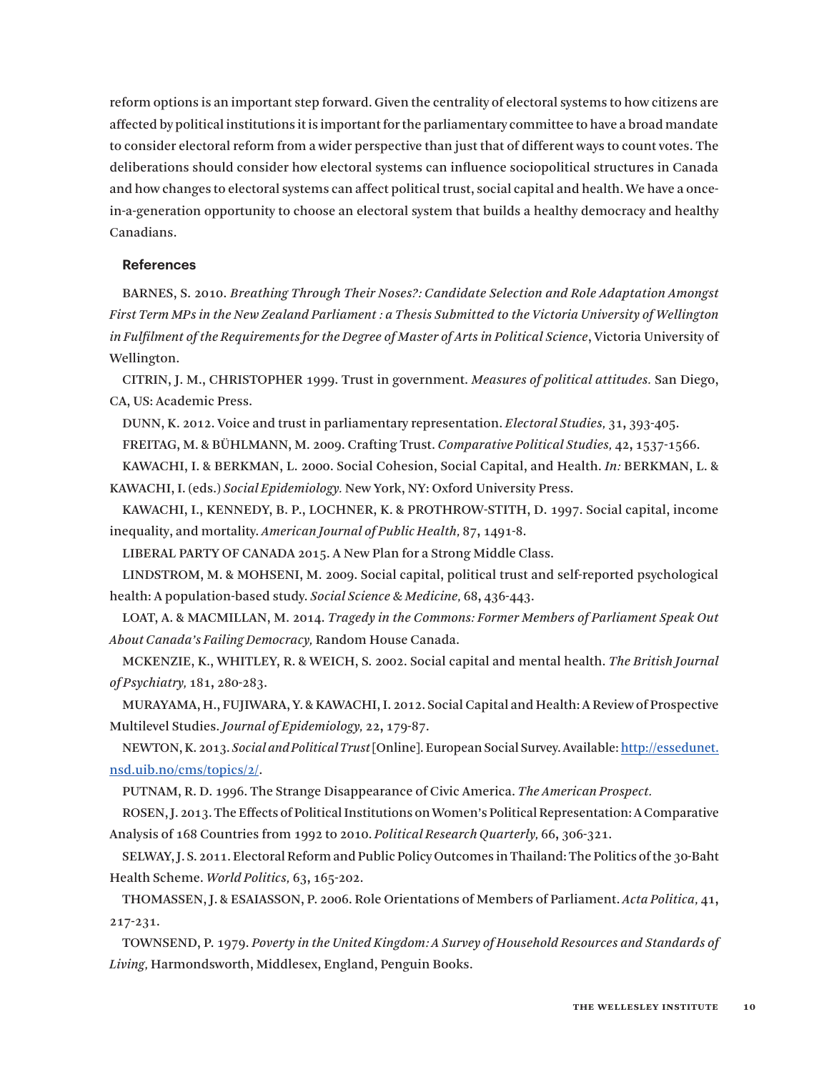reform options is an important step forward. Given the centrality of electoral systems to how citizens are affected by political institutions it is important for the parliamentary committee to have a broad mandate to consider electoral reform from a wider perspective than just that of different ways to count votes. The deliberations should consider how electoral systems can influence sociopolitical structures in Canada and how changes to electoral systems can affect political trust, social capital and health. We have a once-in-a-generation opportunity to choose an electoral system that builds a healthy democracy and healthy Canadians.

### References

BARNES, S. 2010. *Breathing Through Their Noses?: Candidate Selection and Role Adaptation Amongst First Term MPs in the New Zealand Parliament : a Thesis Submitted to the Victoria University of Wellington in Fulfilment of the Requirements for the Degree of Master of Arts in Political Science*, Victoria University of Wellington.

CITRIN, J. M., CHRISTOPHER 1999. Trust in government. *Measures of political attitudes.* San Diego, CA, US: Academic Press.

DUNN, K. 2012. Voice and trust in parliamentary representation. *Electoral Studies,* 31, 393-405.

FREITAG, M. & BÜHLMANN, M. 2009. Crafting Trust. *Comparative Political Studies,* 42, 1537-1566.

KAWACHI, I. & BERKMAN, L. 2000. Social Cohesion, Social Capital, and Health. *In:* BERKMAN, L. & KAWACHI, I. (eds.) *Social Epidemiology.* New York, NY: Oxford University Press.

KAWACHI, I., KENNEDY, B. P., LOCHNER, K. & PROTHROW-STITH, D. 1997. Social capital, income inequality, and mortality. *American Journal of Public Health,* 87, 1491-8.

LIBERAL PARTY OF CANADA 2015. A New Plan for a Strong Middle Class.

LINDSTROM, M. & MOHSENI, M. 2009. Social capital, political trust and self-reported psychological health: A population-based study. *Social Science & Medicine,* 68, 436-443.

LOAT, A. & MACMILLAN, M. 2014. *Tragedy in the Commons: Former Members of Parliament Speak Out About Canada's Failing Democracy,* Random House Canada.

MCKENZIE, K., WHITLEY, R. & WEICH, S. 2002. Social capital and mental health. *The British Journal of Psychiatry,* 181, 280-283.

MURAYAMA, H., FUJIWARA, Y. & KAWACHI, I. 2012. Social Capital and Health: A Review of Prospective Multilevel Studies. *Journal of Epidemiology,* 22, 179-87.

NEWTON, K. 2013. *Social and Political Trust* [Online]. European Social Survey. Available: [http://essedunet.nsd.uib.no/cms/topics/2/](http://essedunet.nsd.uib.no/cms/topics/2/).

PUTNAM, R. D. 1996. The Strange Disappearance of Civic America. *The American Prospect.*

ROSEN, J. 2013. The Effects of Political Institutions on Women's Political Representation: A Comparative Analysis of 168 Countries from 1992 to 2010. *Political Research Quarterly,* 66, 306-321.

SELWAY, J. S. 2011. Electoral Reform and Public Policy Outcomes in Thailand: The Politics of the 30-Baht Health Scheme. *World Politics,* 63, 165-202.

THOMASSEN, J. & ESAIASSON, P. 2006. Role Orientations of Members of Parliament. *Acta Politica,* 41, 217-231.

TOWNSEND, P. 1979. *Poverty in the United Kingdom: A Survey of Household Resources and Standards of Living,* Harmondsworth, Middlesex, England, Penguin Books.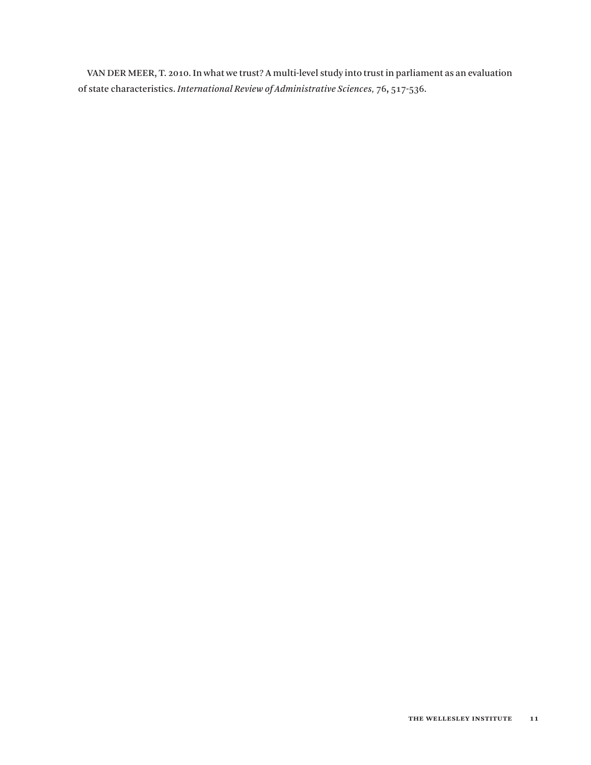VAN DER MEER, T. 2010. In what we trust? A multi-level study into trust in parliament as an evaluation of state characteristics. *International Review of Administrative Sciences,* 76, 517-536.